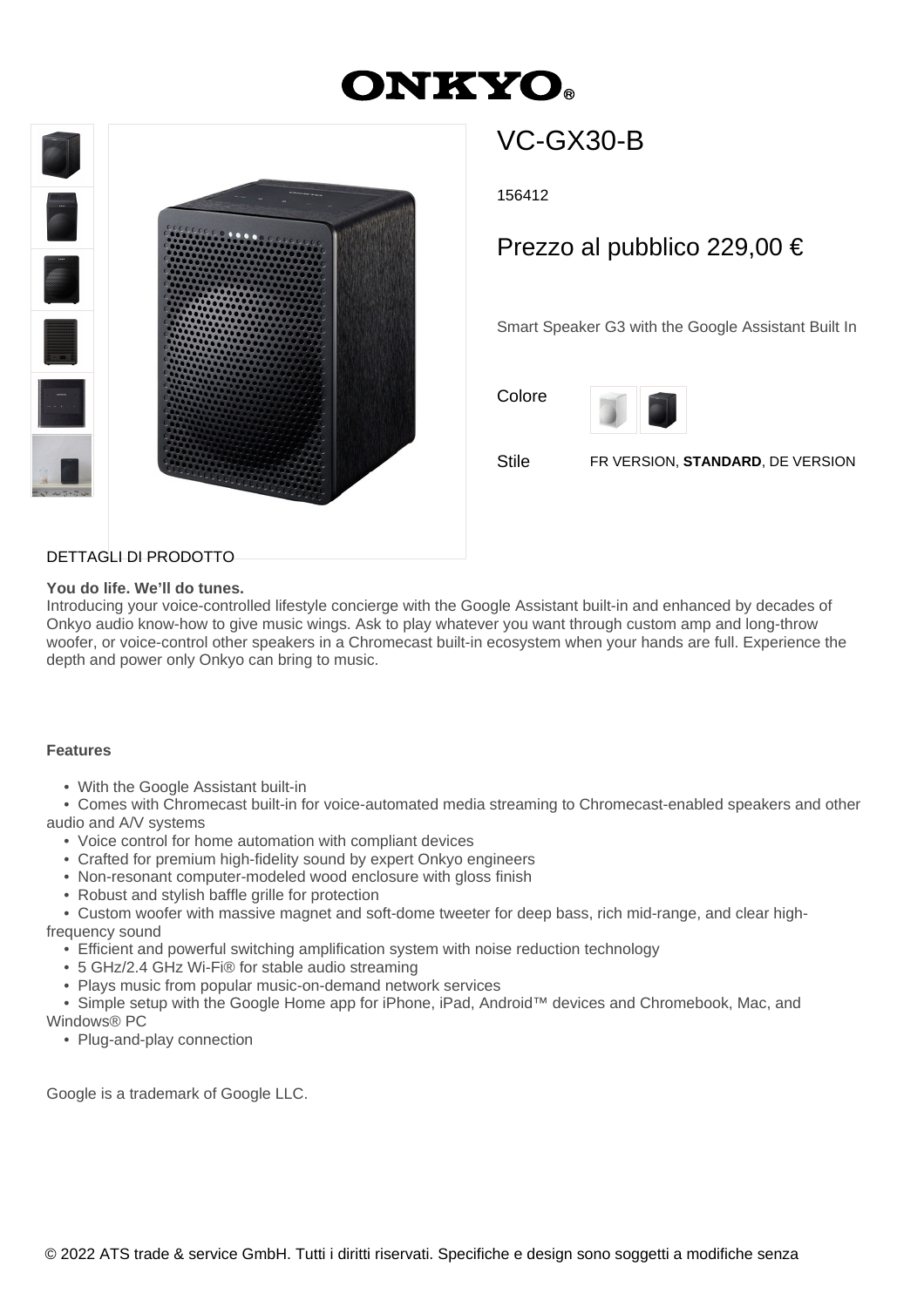# ONKYO

## VC-GX30-B

156412

## Prezzo al pubblico 229,00 €

Smart Speaker G3 with the Google Assistant Built In

Colore

Stile FR VERSION, **STANDARD**, DE VERSION

DETTAGLI DI PRODOTTO

**You do life. We'll do tunes.**

Introducing your voice-controlled lifestyle concierge with the Google Assistant built-in and enhanced by decades of Onkyo audio know-how to give music wings. Ask to play whatever you want through custom amp and long-throw woofer, or voice-control other speakers in a Chromecast built-in ecosystem when your hands are full. Experience the depth and power only Onkyo can bring to music.

**Features**

- With the Google Assistant built-in
- Comes with Chromecast built-in for voice-automated media streaming to Chromecast-enabled speakers and other audio and A/V systems
- Voice control for home automation with compliant devices
- Crafted for premium high-fidelity sound by expert Onkyo engineers
- Non-resonant computer-modeled wood enclosure with gloss finish
- Robust and stylish baffle grille for protection
- Custom woofer with massive magnet and soft-dome tweeter for deep bass, rich mid-range, and clear high-frequency sound
- Efficient and powerful switching amplification system with noise reduction technology
- 5 GHz/2.4 GHz Wi-Fi® for stable audio streaming
- Plays music from popular music-on-demand network services
- Simple setup with the Google Home app for iPhone, iPad, Android™ devices and Chromebook, Mac, and Windows® PC
- Plug-and-play connection

Google is a trademark of Google LLC.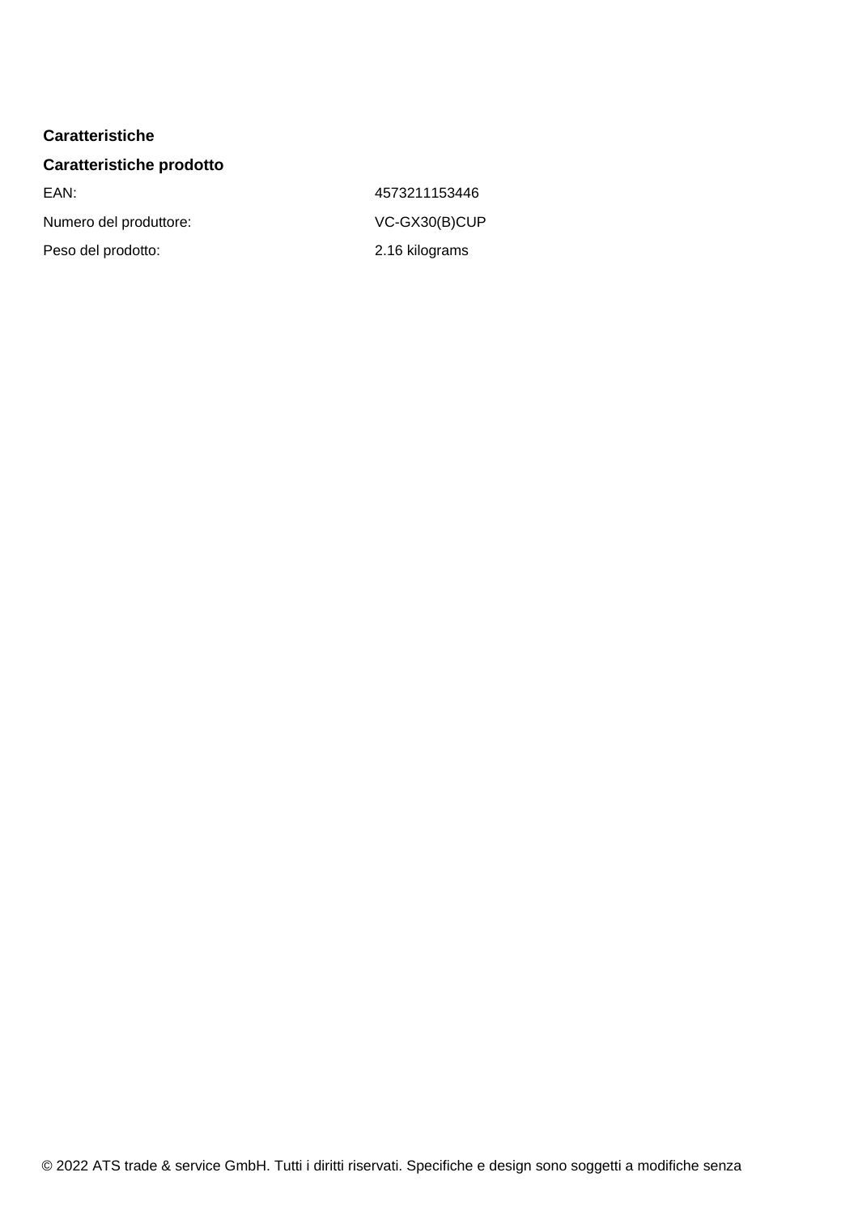## Caratteristiche

### Caratteristiche prodotto

| | |
|---|---|
| EAN: | 4573211153446 |
| Numero del produttore: | VC-GX30(B)CUP |
| Peso del prodotto: | 2.16 kilograms |

© 2022 ATS trade & service GmbH. Tutti i diritti riservati. Specifiche e design sono soggetti a modifiche senza